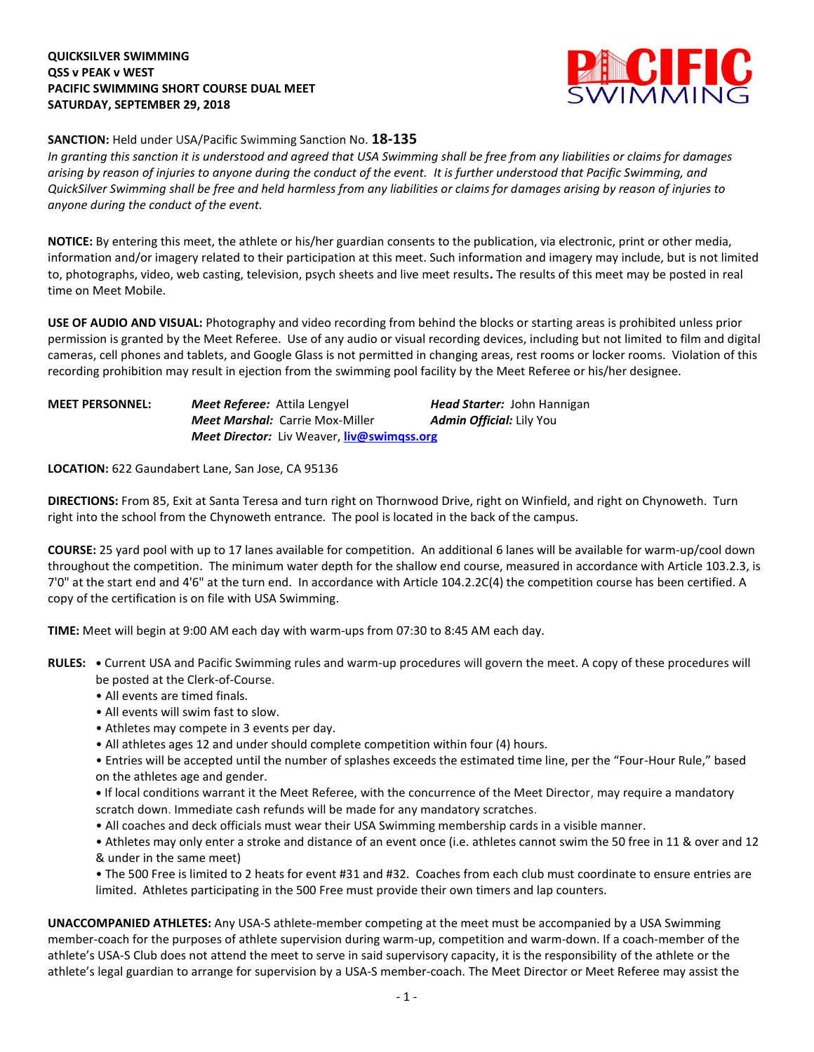**QUICKSILVER SWIMMING**
**QSS v PEAK v WEST**
**PACIFIC SWIMMING SHORT COURSE DUAL MEET**
**SATURDAY, SEPTEMBER 29, 2018**

**SANCTION:** Held under USA/Pacific Swimming Sanction No. **18-135**
*In granting this sanction it is understood and agreed that USA Swimming shall be free from any liabilities or claims for damages arising by reason of injuries to anyone during the conduct of the event. It is further understood that Pacific Swimming, and QuickSilver Swimming shall be free and held harmless from any liabilities or claims for damages arising by reason of injuries to anyone during the conduct of the event.*

**NOTICE:** By entering this meet, the athlete or his/her guardian consents to the publication, via electronic, print or other media, information and/or imagery related to their participation at this meet. Such information and imagery may include, but is not limited to, photographs, video, web casting, television, psych sheets and live meet results**.** The results of this meet may be posted in real time on Meet Mobile.

**USE OF AUDIO AND VISUAL:** Photography and video recording from behind the blocks or starting areas is prohibited unless prior permission is granted by the Meet Referee. Use of any audio or visual recording devices, including but not limited to film and digital cameras, cell phones and tablets, and Google Glass is not permitted in changing areas, rest rooms or locker rooms. Violation of this recording prohibition may result in ejection from the swimming pool facility by the Meet Referee or his/her designee.

**MEET PERSONNEL:**
***Meet Referee:*** Attila Lengyel
***Head Starter:*** John Hannigan
***Meet Marshal:*** Carrie Mox-Miller
***Admin Official:*** Lily You
***Meet Director:*** Liv Weaver, **liv@swimqss.org**

**LOCATION:** 622 Gaundabert Lane, San Jose, CA 95136

**DIRECTIONS:** From 85, Exit at Santa Teresa and turn right on Thornwood Drive, right on Winfield, and right on Chynoweth. Turn right into the school from the Chynoweth entrance. The pool is located in the back of the campus.

**COURSE:** 25 yard pool with up to 17 lanes available for competition. An additional 6 lanes will be available for warm-up/cool down throughout the competition. The minimum water depth for the shallow end course, measured in accordance with Article 103.2.3, is 7'0" at the start end and 4'6" at the turn end. In accordance with Article 104.2.2C(4) the competition course has been certified. A copy of the certification is on file with USA Swimming.

**TIME:** Meet will begin at 9:00 AM each day with warm-ups from 07:30 to 8:45 AM each day.

**RULES:**
- Current USA and Pacific Swimming rules and warm-up procedures will govern the meet. A copy of these procedures will be posted at the Clerk-of-Course.
- All events are timed finals.
- All events will swim fast to slow.
- Athletes may compete in 3 events per day.
- All athletes ages 12 and under should complete competition within four (4) hours.
- Entries will be accepted until the number of splashes exceeds the estimated time line, per the "Four-Hour Rule," based on the athletes age and gender.
- If local conditions warrant it the Meet Referee, with the concurrence of the Meet Director, may require a mandatory scratch down. Immediate cash refunds will be made for any mandatory scratches.
- All coaches and deck officials must wear their USA Swimming membership cards in a visible manner.
- Athletes may only enter a stroke and distance of an event once (i.e. athletes cannot swim the 50 free in 11 & over and 12 & under in the same meet)
- The 500 Free is limited to 2 heats for event #31 and #32. Coaches from each club must coordinate to ensure entries are limited. Athletes participating in the 500 Free must provide their own timers and lap counters.

**UNACCOMPANIED ATHLETES:** Any USA-S athlete-member competing at the meet must be accompanied by a USA Swimming member-coach for the purposes of athlete supervision during warm-up, competition and warm-down. If a coach-member of the athlete's USA-S Club does not attend the meet to serve in said supervisory capacity, it is the responsibility of the athlete or the athlete's legal guardian to arrange for supervision by a USA-S member-coach. The Meet Director or Meet Referee may assist the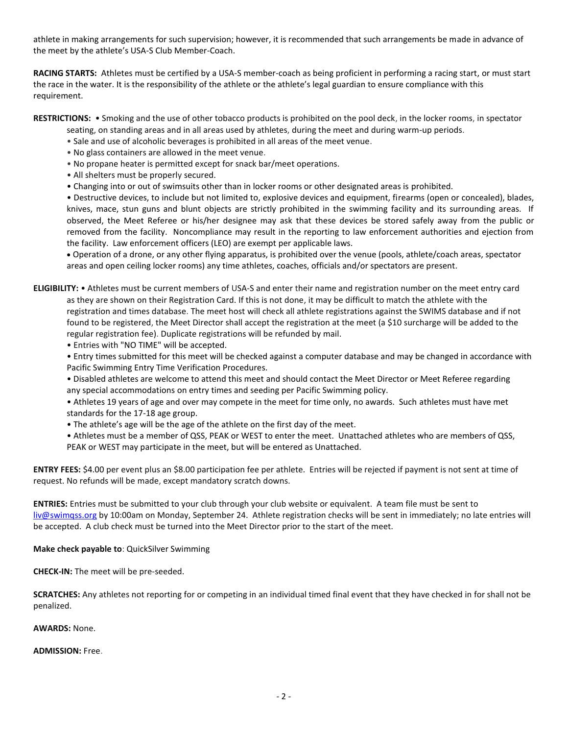athlete in making arrangements for such supervision; however, it is recommended that such arrangements be made in advance of the meet by the athlete's USA-S Club Member-Coach.

**RACING STARTS:** Athletes must be certified by a USA-S member-coach as being proficient in performing a racing start, or must start the race in the water. It is the responsibility of the athlete or the athlete's legal guardian to ensure compliance with this requirement.

**RESTRICTIONS:**

- Smoking and the use of other tobacco products is prohibited on the pool deck, in the locker rooms, in spectator seating, on standing areas and in all areas used by athletes, during the meet and during warm-up periods.
- Sale and use of alcoholic beverages is prohibited in all areas of the meet venue.
- No glass containers are allowed in the meet venue.
- No propane heater is permitted except for snack bar/meet operations.
- All shelters must be properly secured.
- Changing into or out of swimsuits other than in locker rooms or other designated areas is prohibited.
- Destructive devices, to include but not limited to, explosive devices and equipment, firearms (open or concealed), blades, knives, mace, stun guns and blunt objects are strictly prohibited in the swimming facility and its surrounding areas. If observed, the Meet Referee or his/her designee may ask that these devices be stored safely away from the public or removed from the facility. Noncompliance may result in the reporting to law enforcement authorities and ejection from the facility. Law enforcement officers (LEO) are exempt per applicable laws.
- Operation of a drone, or any other flying apparatus, is prohibited over the venue (pools, athlete/coach areas, spectator areas and open ceiling locker rooms) any time athletes, coaches, officials and/or spectators are present.

**ELIGIBILITY:**

- Athletes must be current members of USA-S and enter their name and registration number on the meet entry card as they are shown on their Registration Card. If this is not done, it may be difficult to match the athlete with the registration and times database. The meet host will check all athlete registrations against the SWIMS database and if not found to be registered, the Meet Director shall accept the registration at the meet (a $10 surcharge will be added to the regular registration fee). Duplicate registrations will be refunded by mail.
- Entries with "NO TIME" will be accepted.
- Entry times submitted for this meet will be checked against a computer database and may be changed in accordance with Pacific Swimming Entry Time Verification Procedures.
- Disabled athletes are welcome to attend this meet and should contact the Meet Director or Meet Referee regarding any special accommodations on entry times and seeding per Pacific Swimming policy.
- Athletes 19 years of age and over may compete in the meet for time only, no awards. Such athletes must have met standards for the 17-18 age group.
- The athlete's age will be the age of the athlete on the first day of the meet.
- Athletes must be a member of QSS, PEAK or WEST to enter the meet. Unattached athletes who are members of QSS, PEAK or WEST may participate in the meet, but will be entered as Unattached.

**ENTRY FEES:** $4.00 per event plus an $8.00 participation fee per athlete. Entries will be rejected if payment is not sent at time of request. No refunds will be made, except mandatory scratch downs.

**ENTRIES:** Entries must be submitted to your club through your club website or equivalent. A team file must be sent to liv@swimqss.org by 10:00am on Monday, September 24. Athlete registration checks will be sent in immediately; no late entries will be accepted. A club check must be turned into the Meet Director prior to the start of the meet.

**Make check payable to**: QuickSilver Swimming

**CHECK-IN:** The meet will be pre-seeded.

**SCRATCHES:** Any athletes not reporting for or competing in an individual timed final event that they have checked in for shall not be penalized.

**AWARDS:** None.

**ADMISSION:** Free.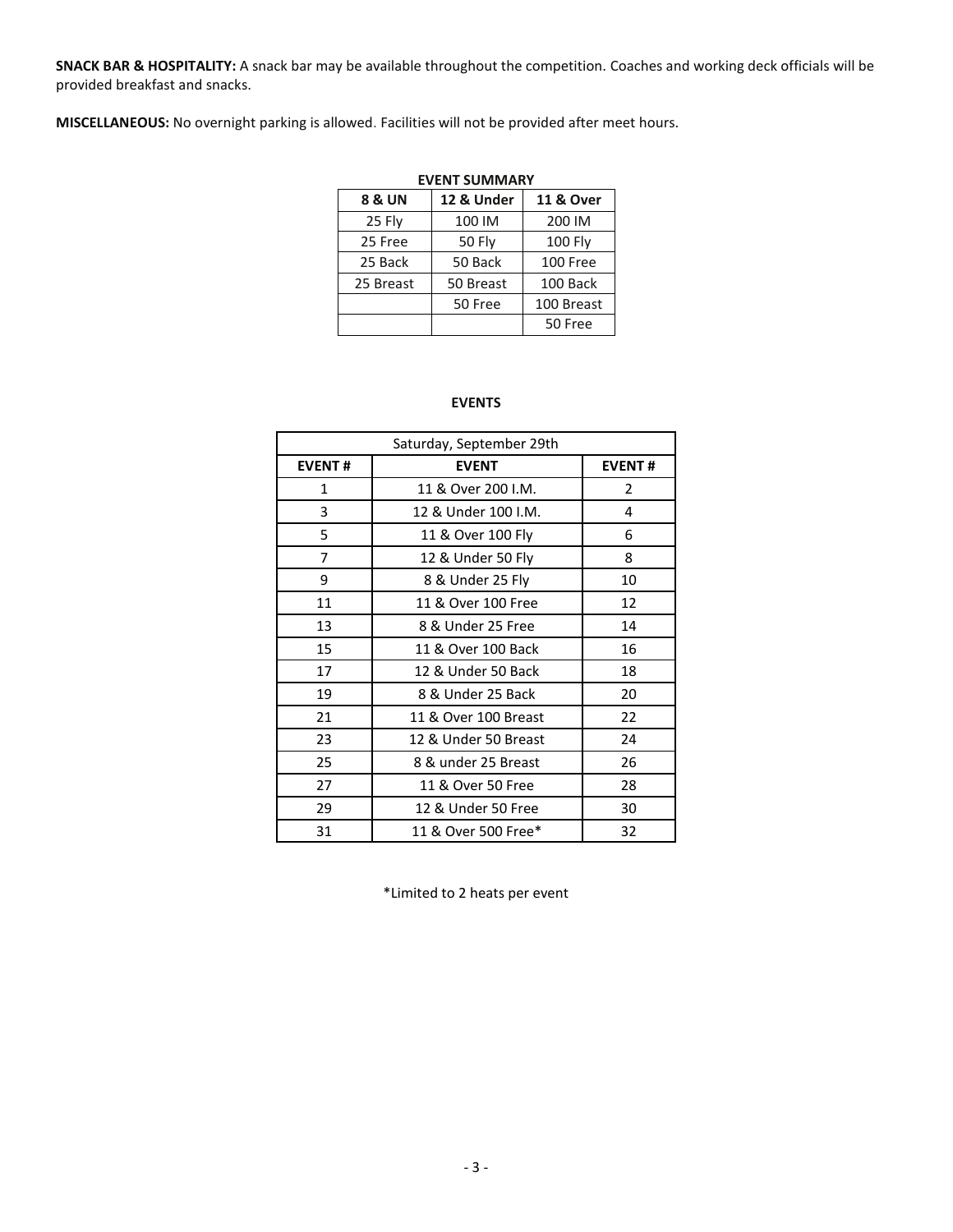**SNACK BAR & HOSPITALITY:** A snack bar may be available throughout the competition. Coaches and working deck officials will be provided breakfast and snacks.

**MISCELLANEOUS:** No overnight parking is allowed. Facilities will not be provided after meet hours.

**EVENT SUMMARY**

| 8 & UN | 12 & Under | 11 & Over |
|---|---|---|
| 25 Fly | 100 IM | 200 IM |
| 25 Free | 50 Fly | 100 Fly |
| 25 Back | 50 Back | 100 Free |
| 25 Breast | 50 Breast | 100 Back |
| | 50 Free | 100 Breast |
| | | 50 Free |

**EVENTS**

| Saturday, September 29th | | |
|---|---|---|
| **EVENT #** | **EVENT** | **EVENT #** |
| 1 | 11 & Over 200 I.M. | 2 |
| 3 | 12 & Under 100 I.M. | 4 |
| 5 | 11 & Over 100 Fly | 6 |
| 7 | 12 & Under 50 Fly | 8 |
| 9 | 8 & Under 25 Fly | 10 |
| 11 | 11 & Over 100 Free | 12 |
| 13 | 8 & Under 25 Free | 14 |
| 15 | 11 & Over 100 Back | 16 |
| 17 | 12 & Under 50 Back | 18 |
| 19 | 8 & Under 25 Back | 20 |
| 21 | 11 & Over 100 Breast | 22 |
| 23 | 12 & Under 50 Breast | 24 |
| 25 | 8 & under 25 Breast | 26 |
| 27 | 11 & Over 50 Free | 28 |
| 29 | 12 & Under 50 Free | 30 |
| 31 | 11 & Over 500 Free* | 32 |

*Limited to 2 heats per event